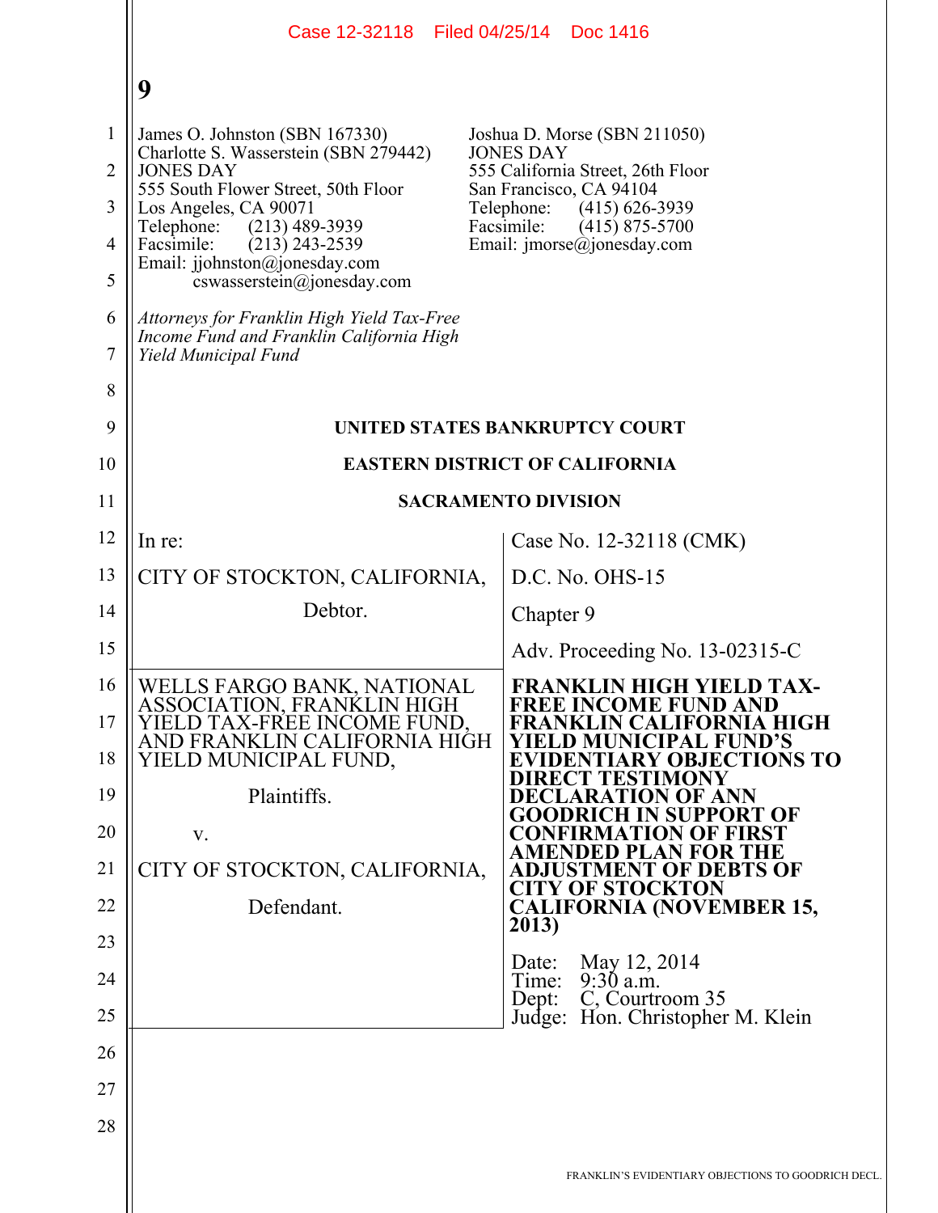James O. Johnston (SBN 167330)
Charlotte S. Wasserstein (SBN 279442)
JONES DAY
555 South Flower Street, 50th Floor
Los Angeles, CA 90071
Telephone: (213) 489-3939
Facsimile: (213) 243-2539
Email: jjohnston@jonesday.com
cswasserstein@jonesday.com

Joshua D. Morse (SBN 211050)
JONES DAY
555 California Street, 26th Floor
San Francisco, CA 94104
Telephone: (415) 626-3939
Facsimile: (415) 875-5700
Email: jmorse@jonesday.com

*Attorneys for Franklin High Yield Tax-Free Income Fund and Franklin California High Yield Municipal Fund*

**UNITED STATES BANKRUPTCY COURT**

**EASTERN DISTRICT OF CALIFORNIA**

**SACRAMENTO DIVISION**

| | |
|---|---|
| In re:<br><br>CITY OF STOCKTON, CALIFORNIA,<br><br>Debtor. | Case No. 12-32118 (CMK)<br><br>D.C. No. OHS-15<br><br>Chapter 9<br><br>Adv. Proceeding No. 13-02315-C |
| WELLS FARGO BANK, NATIONAL ASSOCIATION, FRANKLIN HIGH YIELD TAX-FREE INCOME FUND, AND FRANKLIN CALIFORNIA HIGH YIELD MUNICIPAL FUND,<br><br>Plaintiffs.<br><br>v.<br><br>CITY OF STOCKTON, CALIFORNIA,<br><br>Defendant. | **FRANKLIN HIGH YIELD TAX-FREE INCOME FUND AND FRANKLIN CALIFORNIA HIGH YIELD MUNICIPAL FUND'S EVIDENTIARY OBJECTIONS TO DIRECT TESTIMONY DECLARATION OF ANN GOODRICH IN SUPPORT OF CONFIRMATION OF FIRST AMENDED PLAN FOR THE ADJUSTMENT OF DEBTS OF CITY OF STOCKTON CALIFORNIA (NOVEMBER 15, 2013)**<br><br>Date: May 12, 2014<br>Time: 9:30 a.m.<br>Dept: C, Courtroom 35<br>Judge: Hon. Christopher M. Klein |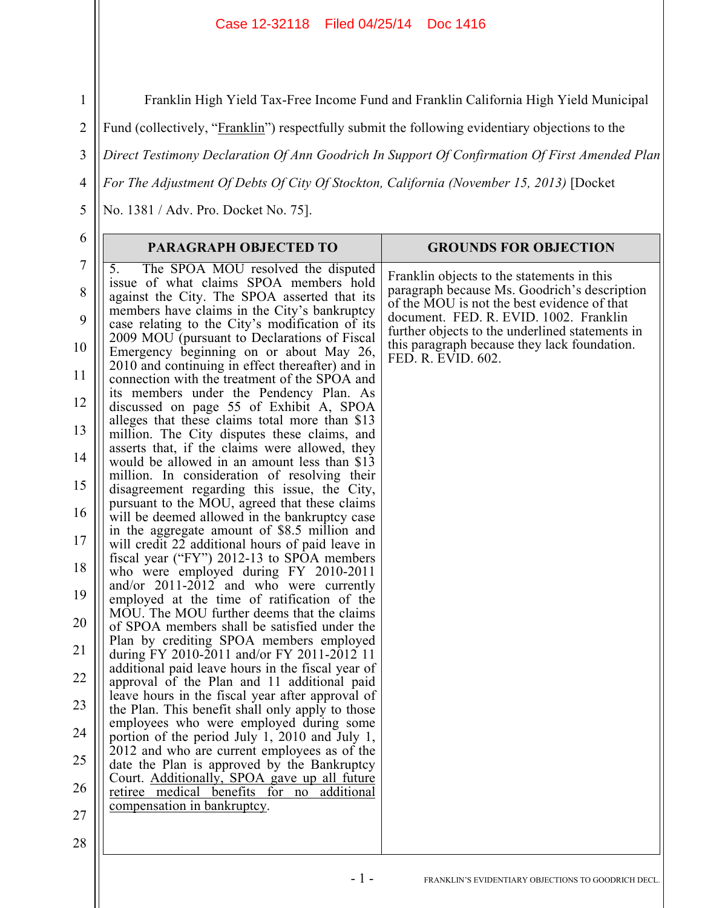Franklin High Yield Tax-Free Income Fund and Franklin California High Yield Municipal Fund (collectively, "Franklin") respectfully submit the following evidentiary objections to the *Direct Testimony Declaration Of Ann Goodrich In Support Of Confirmation Of First Amended Plan For The Adjustment Of Debts Of City Of Stockton, California (November 15, 2013)* [Docket No. 1381 / Adv. Pro. Docket No. 75].

| PARAGRAPH OBJECTED TO | GROUNDS FOR OBJECTION |
|---|---|
| 5. The SPOA MOU resolved the disputed issue of what claims SPOA members hold against the City. The SPOA asserted that its members have claims in the City's bankruptcy case relating to the City's modification of its 2009 MOU (pursuant to Declarations of Fiscal Emergency beginning on or about May 26, 2010 and continuing in effect thereafter) and in connection with the treatment of the SPOA and its members under the Pendency Plan. As discussed on page 55 of Exhibit A, SPOA alleges that these claims total more than \$13 million. The City disputes these claims, and asserts that, if the claims were allowed, they would be allowed in an amount less than \$13 million. In consideration of resolving their disagreement regarding this issue, the City, pursuant to the MOU, agreed that these claims will be deemed allowed in the bankruptcy case in the aggregate amount of \$8.5 million and will credit 22 additional hours of paid leave in fiscal year ("FY") 2012-13 to SPOA members who were employed during FY 2010-2011 and/or 2011-2012 and who were currently employed at the time of ratification of the MOU. The MOU further deems that the claims of SPOA members shall be satisfied under the Plan by crediting SPOA members employed during FY 2010-2011 and/or FY 2011-2012 11 additional paid leave hours in the fiscal year of approval of the Plan and 11 additional paid leave hours in the fiscal year after approval of the Plan. This benefit shall only apply to those employees who were employed during some portion of the period July 1, 2010 and July 1, 2012 and who are current employees as of the date the Plan is approved by the Bankruptcy Court. <u>Additionally, SPOA gave up all future retiree medical benefits for no additional compensation in bankruptcy</u>. | Franklin objects to the statements in this paragraph because Ms. Goodrich's description of the MOU is not the best evidence of that document. FED. R. EVID. 1002. Franklin further objects to the underlined statements in this paragraph because they lack foundation. FED. R. EVID. 602. |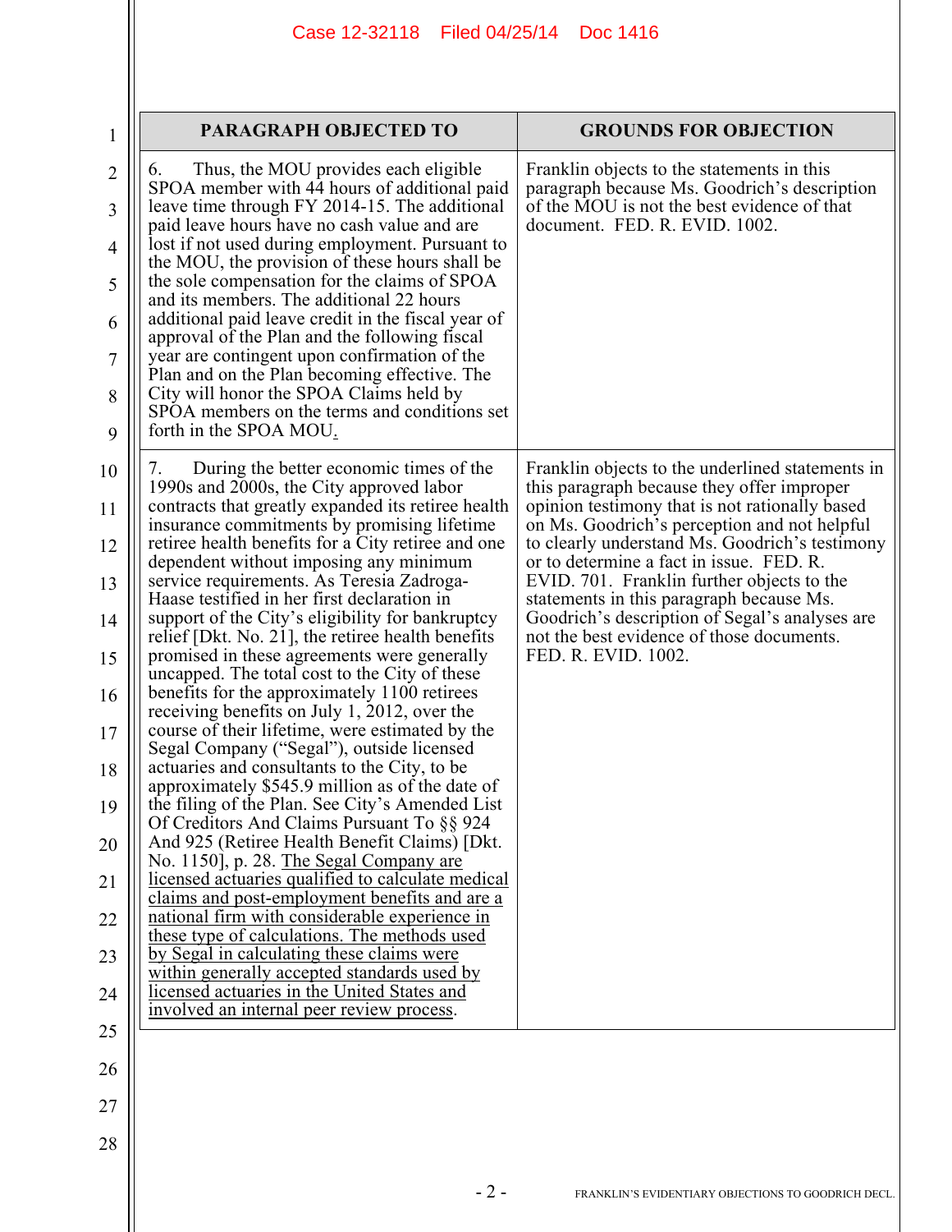| PARAGRAPH OBJECTED TO | GROUNDS FOR OBJECTION |
|---|---|
| 6. Thus, the MOU provides each eligible SPOA member with 44 hours of additional paid leave time through FY 2014-15. The additional paid leave hours have no cash value and are lost if not used during employment. Pursuant to the MOU, the provision of these hours shall be the sole compensation for the claims of SPOA and its members. The additional 22 hours additional paid leave credit in the fiscal year of approval of the Plan and the following fiscal year are contingent upon confirmation of the Plan and on the Plan becoming effective. The City will honor the SPOA Claims held by SPOA members on the terms and conditions set forth in the SPOA MOU. | Franklin objects to the statements in this paragraph because Ms. Goodrich's description of the MOU is not the best evidence of that document. FED. R. EVID. 1002. |
| 7. During the better economic times of the 1990s and 2000s, the City approved labor contracts that greatly expanded its retiree health insurance commitments by promising lifetime retiree health benefits for a City retiree and one dependent without imposing any minimum service requirements. As Teresia Zadroga-Haase testified in her first declaration in support of the City's eligibility for bankruptcy relief [Dkt. No. 21], the retiree health benefits promised in these agreements were generally uncapped. The total cost to the City of these benefits for the approximately 1100 retirees receiving benefits on July 1, 2012, over the course of their lifetime, were estimated by the Segal Company ("Segal"), outside licensed actuaries and consultants to the City, to be approximately $545.9 million as of the date of the filing of the Plan. See City's Amended List Of Creditors And Claims Pursuant To §§ 924 And 925 (Retiree Health Benefit Claims) [Dkt. No. 1150], p. 28. <u>The Segal Company are licensed actuaries qualified to calculate medical claims and post-employment benefits and are a national firm with considerable experience in these type of calculations. The methods used by Segal in calculating these claims were within generally accepted standards used by licensed actuaries in the United States and involved an internal peer review process</u>. | Franklin objects to the underlined statements in this paragraph because they offer improper opinion testimony that is not rationally based on Ms. Goodrich's perception and not helpful to clearly understand Ms. Goodrich's testimony or to determine a fact in issue. FED. R. EVID. 701. Franklin further objects to the statements in this paragraph because Ms. Goodrich's description of Segal's analyses are not the best evidence of those documents. FED. R. EVID. 1002. |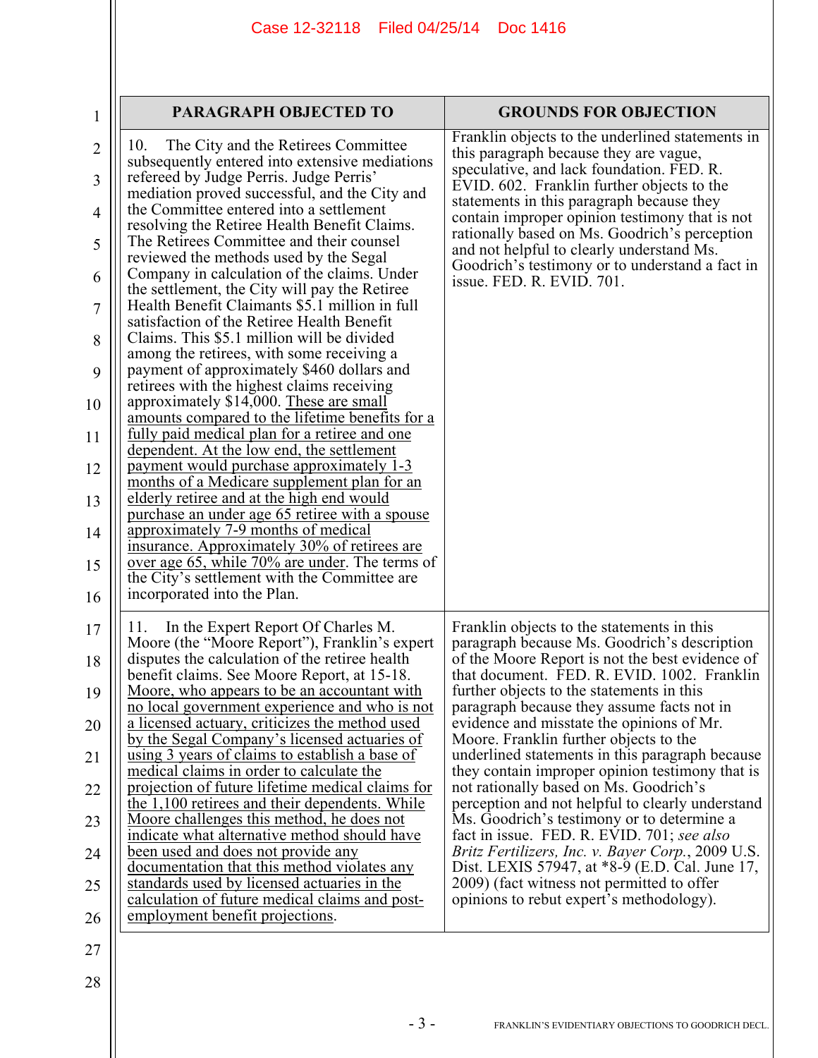| PARAGRAPH OBJECTED TO | GROUNDS FOR OBJECTION |
|---|---|
| 10. The City and the Retirees Committee subsequently entered into extensive mediations refereed by Judge Perris. Judge Perris' mediation proved successful, and the City and the Committee entered into a settlement resolving the Retiree Health Benefit Claims. The Retirees Committee and their counsel reviewed the methods used by the Segal Company in calculation of the claims. Under the settlement, the City will pay the Retiree Health Benefit Claimants $5.1 million in full satisfaction of the Retiree Health Benefit Claims. This $5.1 million will be divided among the retirees, with some receiving a payment of approximately $460 dollars and retirees with the highest claims receiving approximately $14,000. <u>These are small amounts compared to the lifetime benefits for a fully paid medical plan for a retiree and one dependent. At the low end, the settlement payment would purchase approximately 1-3 months of a Medicare supplement plan for an elderly retiree and at the high end would purchase an under age 65 retiree with a spouse approximately 7-9 months of medical insurance. Approximately 30% of retirees are over age 65, while 70% are under</u>. The terms of the City's settlement with the Committee are incorporated into the Plan. | Franklin objects to the underlined statements in this paragraph because they are vague, speculative, and lack foundation. FED. R. EVID. 602. Franklin further objects to the statements in this paragraph because they contain improper opinion testimony that is not rationally based on Ms. Goodrich's perception and not helpful to clearly understand Ms. Goodrich's testimony or to understand a fact in issue. FED. R. EVID. 701. |
| 11. In the Expert Report Of Charles M. Moore (the "Moore Report"), Franklin's expert disputes the calculation of the retiree health benefit claims. See Moore Report, at 15-18. <u>Moore, who appears to be an accountant with no local government experience and who is not a licensed actuary, criticizes the method used by the Segal Company's licensed actuaries of using 3 years of claims to establish a base of medical claims in order to calculate the projection of future lifetime medical claims for the 1,100 retirees and their dependents. While Moore challenges this method, he does not indicate what alternative method should have been used and does not provide any documentation that this method violates any standards used by licensed actuaries in the calculation of future medical claims and post-employment benefit projections</u>. | Franklin objects to the statements in this paragraph because Ms. Goodrich's description of the Moore Report is not the best evidence of that document. FED. R. EVID. 1002. Franklin further objects to the statements in this paragraph because they assume facts not in evidence and misstate the opinions of Mr. Moore. Franklin further objects to the underlined statements in this paragraph because they contain improper opinion testimony that is not rationally based on Ms. Goodrich's perception and not helpful to clearly understand Ms. Goodrich's testimony or to determine a fact in issue. FED. R. EVID. 701; *see also Britz Fertilizers, Inc. v. Bayer Corp.*, 2009 U.S. Dist. LEXIS 57947, at *8-9 (E.D. Cal. June 17, 2009) (fact witness not permitted to offer opinions to rebut expert's methodology). |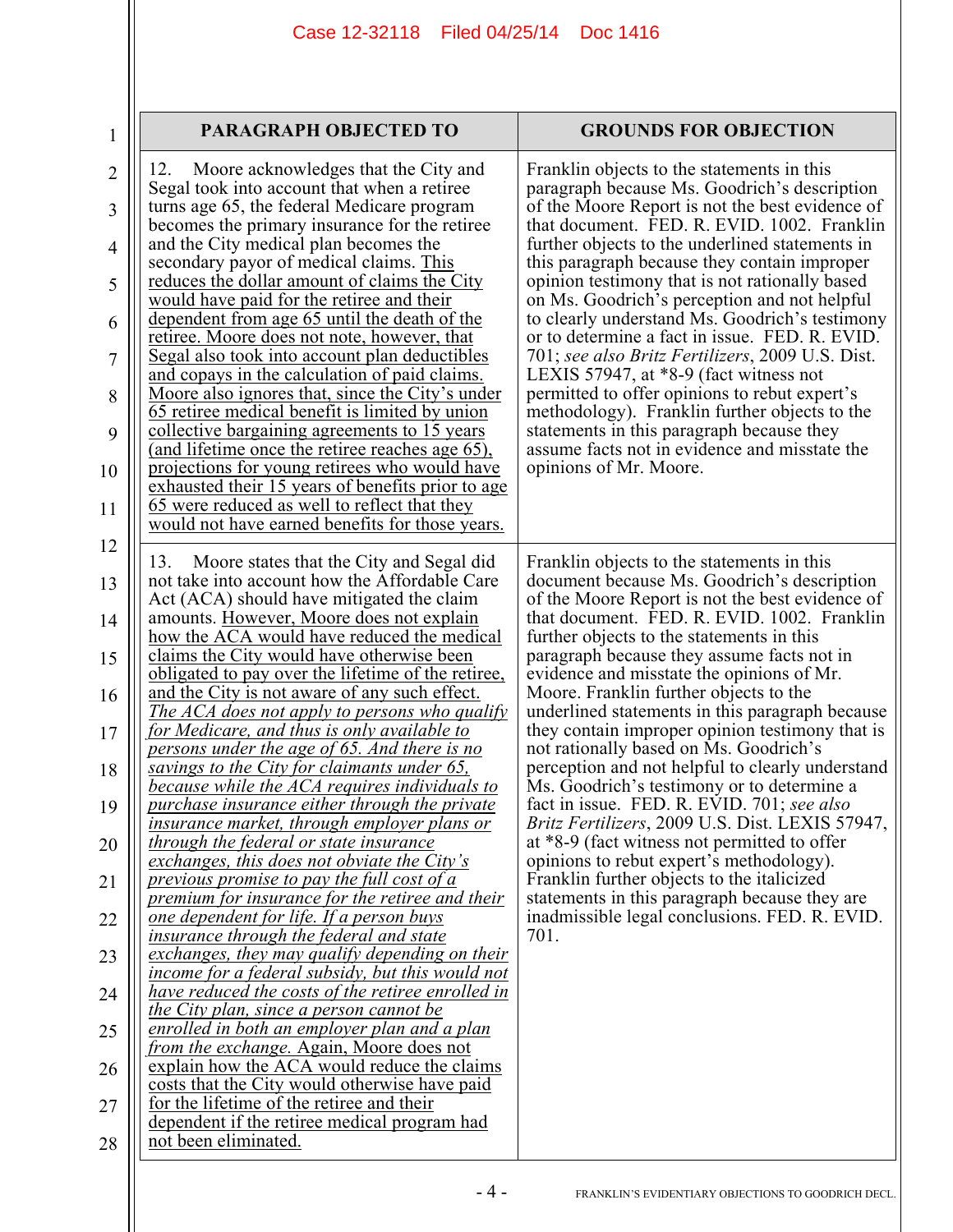| PARAGRAPH OBJECTED TO | GROUNDS FOR OBJECTION |
|---|---|
| 12. Moore acknowledges that the City and Segal took into account that when a retiree turns age 65, the federal Medicare program becomes the primary insurance for the retiree and the City medical plan becomes the secondary payor of medical claims. <u>This reduces the dollar amount of claims the City would have paid for the retiree and their dependent from age 65 until the death of the retiree. Moore does not note, however, that Segal also took into account plan deductibles and copays in the calculation of paid claims. Moore also ignores that, since the City's under 65 retiree medical benefit is limited by union collective bargaining agreements to 15 years (and lifetime once the retiree reaches age 65), projections for young retirees who would have exhausted their 15 years of benefits prior to age 65 were reduced as well to reflect that they would not have earned benefits for those years.</u> | Franklin objects to the statements in this paragraph because Ms. Goodrich's description of the Moore Report is not the best evidence of that document. FED. R. EVID. 1002. Franklin further objects to the underlined statements in this paragraph because they contain improper opinion testimony that is not rationally based on Ms. Goodrich's perception and not helpful to clearly understand Ms. Goodrich's testimony or to determine a fact in issue. FED. R. EVID. 701; *see also Britz Fertilizers*, 2009 U.S. Dist. LEXIS 57947, at *8-9 (fact witness not permitted to offer opinions to rebut expert's methodology). Franklin further objects to the statements in this paragraph because they assume facts not in evidence and misstate the opinions of Mr. Moore. |
| 13. Moore states that the City and Segal did not take into account how the Affordable Care Act (ACA) should have mitigated the claim amounts. <u>However, Moore does not explain how the ACA would have reduced the medical claims the City would have otherwise been obligated to pay over the lifetime of the retiree, and the City is not aware of any such effect.</u> <u>*The ACA does not apply to persons who qualify for Medicare, and thus is only available to persons under the age of 65. And there is no savings to the City for claimants under 65, because while the ACA requires individuals to purchase insurance either through the private insurance market, through employer plans or through the federal or state insurance exchanges, this does not obviate the City's previous promise to pay the full cost of a premium for insurance for the retiree and their one dependent for life. If a person buys insurance through the federal and state exchanges, they may qualify depending on their income for a federal subsidy, but this would not have reduced the costs of the retiree enrolled in the City plan, since a person cannot be enrolled in both an employer plan and a plan from the exchange.*</u> <u>Again, Moore does not explain how the ACA would reduce the claims costs that the City would otherwise have paid for the lifetime of the retiree and their dependent if the retiree medical program had not been eliminated.</u> | Franklin objects to the statements in this document because Ms. Goodrich's description of the Moore Report is not the best evidence of that document. FED. R. EVID. 1002. Franklin further objects to the statements in this paragraph because they assume facts not in evidence and misstate the opinions of Mr. Moore. Franklin further objects to the underlined statements in this paragraph because they contain improper opinion testimony that is not rationally based on Ms. Goodrich's perception and not helpful to clearly understand Ms. Goodrich's testimony or to determine a fact in issue. FED. R. EVID. 701; *see also Britz Fertilizers*, 2009 U.S. Dist. LEXIS 57947, at *8-9 (fact witness not permitted to offer opinions to rebut expert's methodology). Franklin further objects to the italicized statements in this paragraph because they are inadmissible legal conclusions. FED. R. EVID. 701. |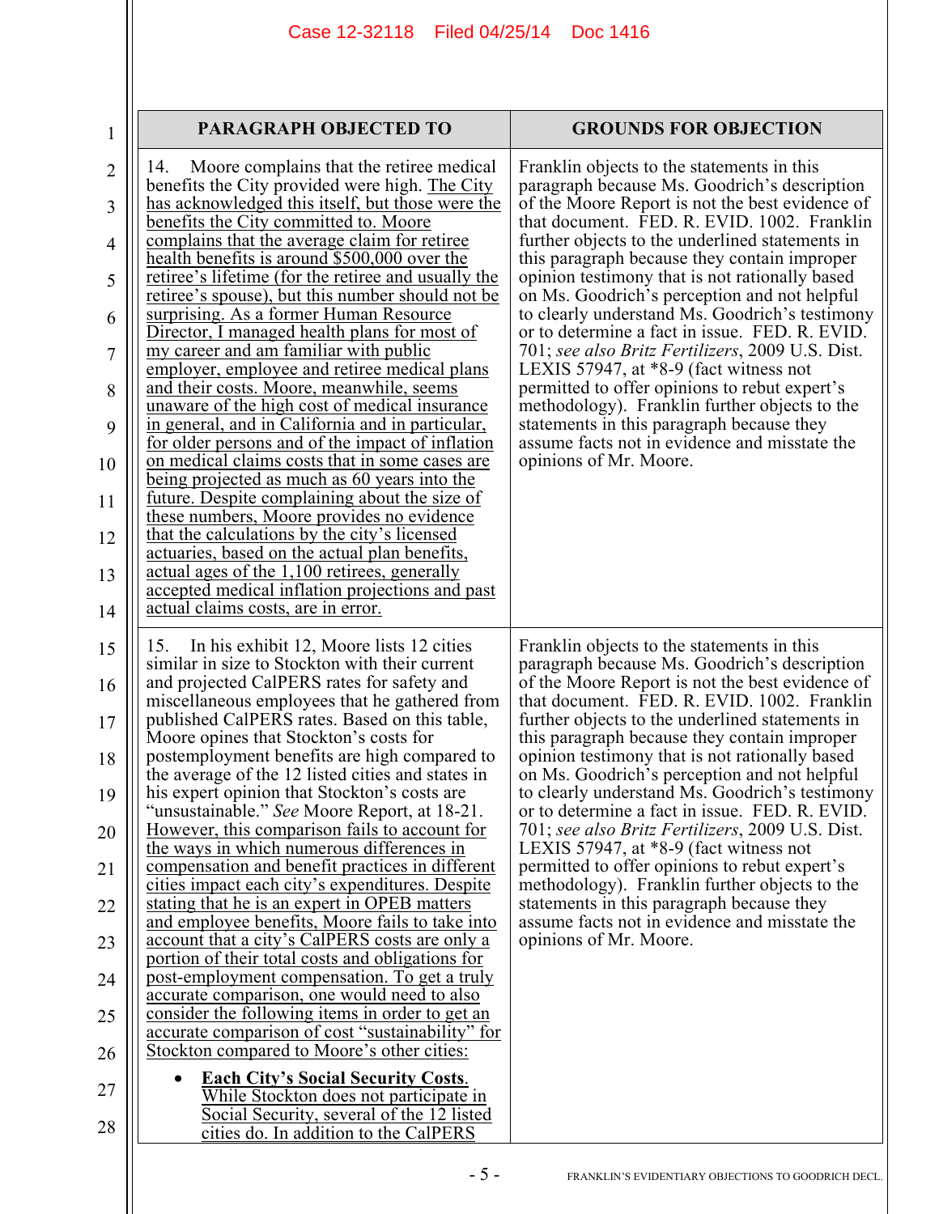| PARAGRAPH OBJECTED TO | GROUNDS FOR OBJECTION |
|---|---|
| 14. Moore complains that the retiree medical benefits the City provided were high. <u>The City has acknowledged this itself, but those were the benefits the City committed to. Moore complains that the average claim for retiree health benefits is around $500,000 over the retiree's lifetime (for the retiree and usually the retiree's spouse), but this number should not be surprising. As a former Human Resource Director, I managed health plans for most of my career and am familiar with public employer, employee and retiree medical plans and their costs. Moore, meanwhile, seems unaware of the high cost of medical insurance in general, and in California and in particular, for older persons and of the impact of inflation on medical claims costs that in some cases are being projected as much as 60 years into the future. Despite complaining about the size of these numbers, Moore provides no evidence that the calculations by the city's licensed actuaries, based on the actual plan benefits, actual ages of the 1,100 retirees, generally accepted medical inflation projections and past actual claims costs, are in error.</u> | Franklin objects to the statements in this paragraph because Ms. Goodrich's description of the Moore Report is not the best evidence of that document. FED. R. EVID. 1002. Franklin further objects to the underlined statements in this paragraph because they contain improper opinion testimony that is not rationally based on Ms. Goodrich's perception and not helpful to clearly understand Ms. Goodrich's testimony or to determine a fact in issue. FED. R. EVID. 701; *see also Britz Fertilizers*, 2009 U.S. Dist. LEXIS 57947, at *8-9 (fact witness not permitted to offer opinions to rebut expert's methodology). Franklin further objects to the statements in this paragraph because they assume facts not in evidence and misstate the opinions of Mr. Moore. |
| 15. In his exhibit 12, Moore lists 12 cities similar in size to Stockton with their current and projected CalPERS rates for safety and miscellaneous employees that he gathered from published CalPERS rates. Based on this table, Moore opines that Stockton's costs for postemployment benefits are high compared to the average of the 12 listed cities and states in his expert opinion that Stockton's costs are "unsustainable." *See* Moore Report, at 18-21. <u>However, this comparison fails to account for the ways in which numerous differences in compensation and benefit practices in different cities impact each city's expenditures. Despite stating that he is an expert in OPEB matters and employee benefits, Moore fails to take into account that a city's CalPERS costs are only a portion of their total costs and obligations for post-employment compensation. To get a truly accurate comparison, one would need to also consider the following items in order to get an accurate comparison of cost "sustainability" for Stockton compared to Moore's other cities:</u><br>• <u>**Each City's Social Security Costs**. While Stockton does not participate in Social Security, several of the 12 listed cities do. In addition to the CalPERS</u> | Franklin objects to the statements in this paragraph because Ms. Goodrich's description of the Moore Report is not the best evidence of that document. FED. R. EVID. 1002. Franklin further objects to the underlined statements in this paragraph because they contain improper opinion testimony that is not rationally based on Ms. Goodrich's perception and not helpful to clearly understand Ms. Goodrich's testimony or to determine a fact in issue. FED. R. EVID. 701; *see also Britz Fertilizers*, 2009 U.S. Dist. LEXIS 57947, at *8-9 (fact witness not permitted to offer opinions to rebut expert's methodology). Franklin further objects to the statements in this paragraph because they assume facts not in evidence and misstate the opinions of Mr. Moore. |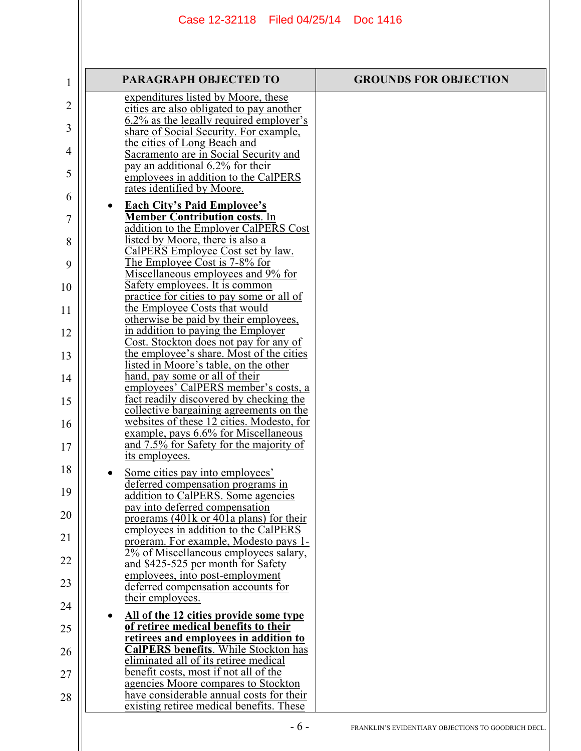| PARAGRAPH OBJECTED TO | GROUNDS FOR OBJECTION |
|---|---|
| expenditures listed by Moore, these cities are also obligated to pay another 6.2% as the legally required employer's share of Social Security. For example, the cities of Long Beach and Sacramento are in Social Security and pay an additional 6.2% for their employees in addition to the CalPERS rates identified by Moore.<br><br>• **Each City's Paid Employee's Member Contribution costs**. In addition to the Employer CalPERS Cost listed by Moore, there is also a CalPERS Employee Cost set by law. The Employee Cost is 7-8% for Miscellaneous employees and 9% for Safety employees. It is common practice for cities to pay some or all of the Employee Costs that would otherwise be paid by their employees, in addition to paying the Employer Cost. Stockton does not pay for any of the employee's share. Most of the cities listed in Moore's table, on the other hand, pay some or all of their employees' CalPERS member's costs, a fact readily discovered by checking the collective bargaining agreements on the websites of these 12 cities. Modesto, for example, pays 6.6% for Miscellaneous and 7.5% for Safety for the majority of its employees.<br><br>• Some cities pay into employees' deferred compensation programs in addition to CalPERS. Some agencies pay into deferred compensation programs (401k or 401a plans) for their employees in addition to the CalPERS program. For example, Modesto pays 1-2% of Miscellaneous employees salary, and $425-525 per month for Safety employees, into post-employment deferred compensation accounts for their employees.<br><br>• **All of the 12 cities provide some type of retiree medical benefits to their retirees and employees in addition to CalPERS benefits**. While Stockton has eliminated all of its retiree medical benefit costs, most if not all of the agencies Moore compares to Stockton have considerable annual costs for their existing retiree medical benefits. These | |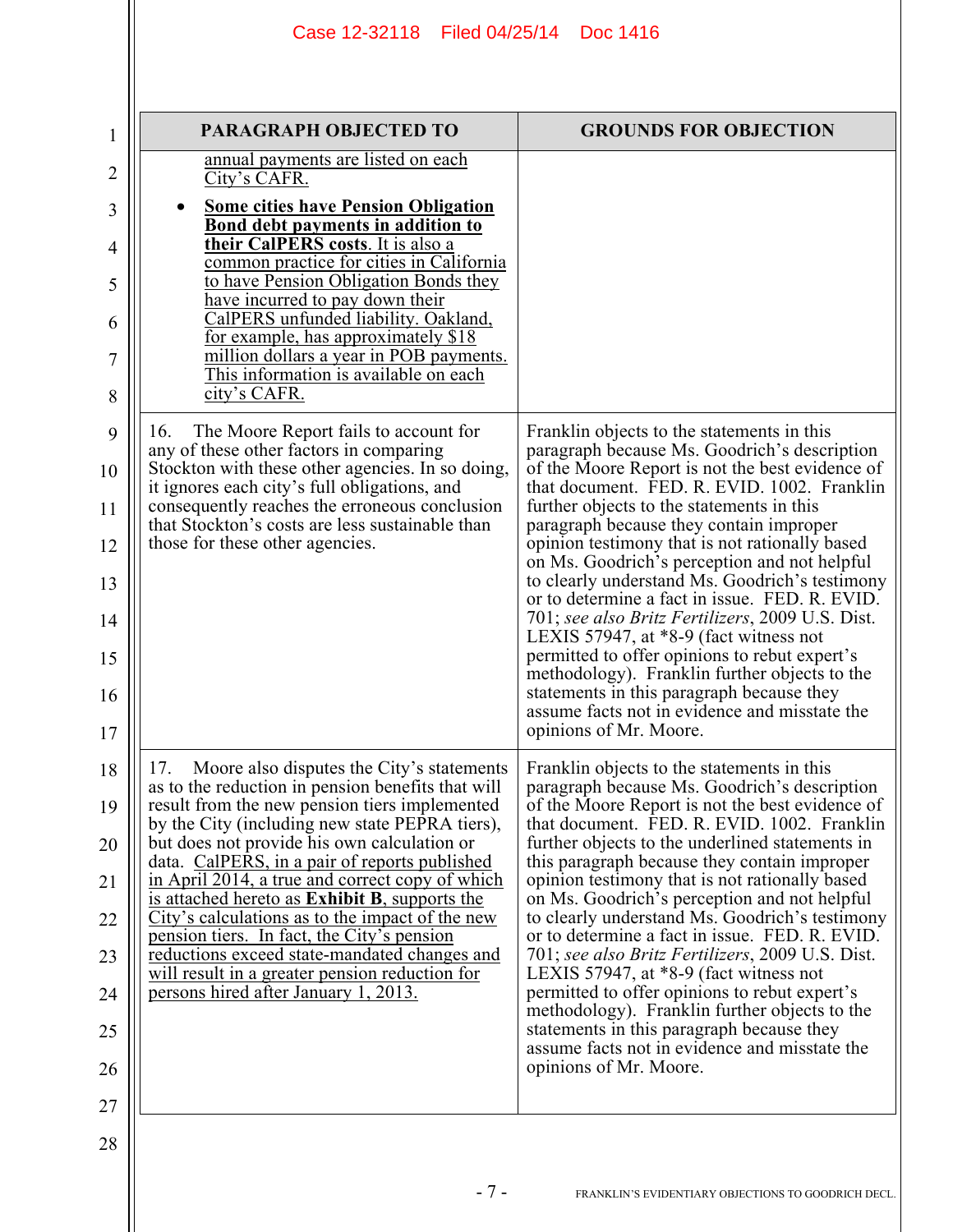| PARAGRAPH OBJECTED TO | GROUNDS FOR OBJECTION |
|---|---|
| <u>annual payments are listed on each City's CAFR.</u><br><br>• <u>**Some cities have Pension Obligation Bond debt payments in addition to their CalPERS costs**. It is also a common practice for cities in California to have Pension Obligation Bonds they have incurred to pay down their CalPERS unfunded liability. Oakland, for example, has approximately $18 million dollars a year in POB payments. This information is available on each city's CAFR.</u> | |
| 16. The Moore Report fails to account for any of these other factors in comparing Stockton with these other agencies. In so doing, it ignores each city's full obligations, and consequently reaches the erroneous conclusion that Stockton's costs are less sustainable than those for these other agencies. | Franklin objects to the statements in this paragraph because Ms. Goodrich's description of the Moore Report is not the best evidence of that document. FED. R. EVID. 1002. Franklin further objects to the statements in this paragraph because they contain improper opinion testimony that is not rationally based on Ms. Goodrich's perception and not helpful to clearly understand Ms. Goodrich's testimony or to determine a fact in issue. FED. R. EVID. 701; *see also Britz Fertilizers*, 2009 U.S. Dist. LEXIS 57947, at *8-9 (fact witness not permitted to offer opinions to rebut expert's methodology). Franklin further objects to the statements in this paragraph because they assume facts not in evidence and misstate the opinions of Mr. Moore. |
| 17. Moore also disputes the City's statements as to the reduction in pension benefits that will result from the new pension tiers implemented by the City (including new state PEPRA tiers), but does not provide his own calculation or data. <u>CalPERS, in a pair of reports published in April 2014, a true and correct copy of which is attached hereto as **Exhibit B**, supports the City's calculations as to the impact of the new pension tiers. In fact, the City's pension reductions exceed state-mandated changes and will result in a greater pension reduction for persons hired after January 1, 2013.</u> | Franklin objects to the statements in this paragraph because Ms. Goodrich's description of the Moore Report is not the best evidence of that document. FED. R. EVID. 1002. Franklin further objects to the underlined statements in this paragraph because they contain improper opinion testimony that is not rationally based on Ms. Goodrich's perception and not helpful to clearly understand Ms. Goodrich's testimony or to determine a fact in issue. FED. R. EVID. 701; *see also Britz Fertilizers*, 2009 U.S. Dist. LEXIS 57947, at *8-9 (fact witness not permitted to offer opinions to rebut expert's methodology). Franklin further objects to the statements in this paragraph because they assume facts not in evidence and misstate the opinions of Mr. Moore. |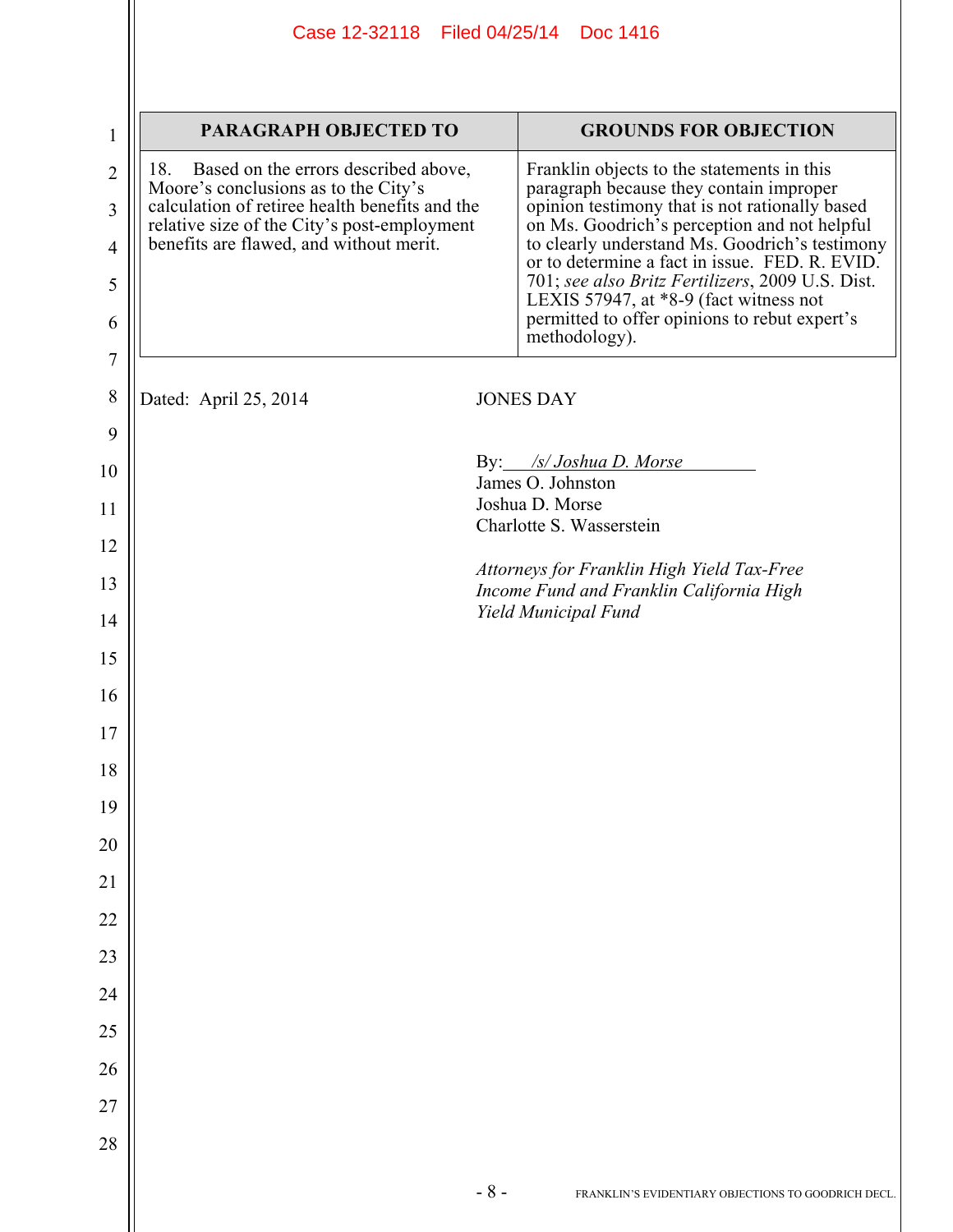| PARAGRAPH OBJECTED TO | GROUNDS FOR OBJECTION |
|---|---|
| 18. Based on the errors described above, Moore's conclusions as to the City's calculation of retiree health benefits and the relative size of the City's post-employment benefits are flawed, and without merit. | Franklin objects to the statements in this paragraph because they contain improper opinion testimony that is not rationally based on Ms. Goodrich's perception and not helpful to clearly understand Ms. Goodrich's testimony or to determine a fact in issue. FED. R. EVID. 701; *see also Britz Fertilizers*, 2009 U.S. Dist. LEXIS 57947, at *8-9 (fact witness not permitted to offer opinions to rebut expert's methodology). |

Dated: April 25, 2014

JONES DAY

By: */s/ Joshua D. Morse*
James O. Johnston
Joshua D. Morse
Charlotte S. Wasserstein

*Attorneys for Franklin High Yield Tax-Free Income Fund and Franklin California High Yield Municipal Fund*